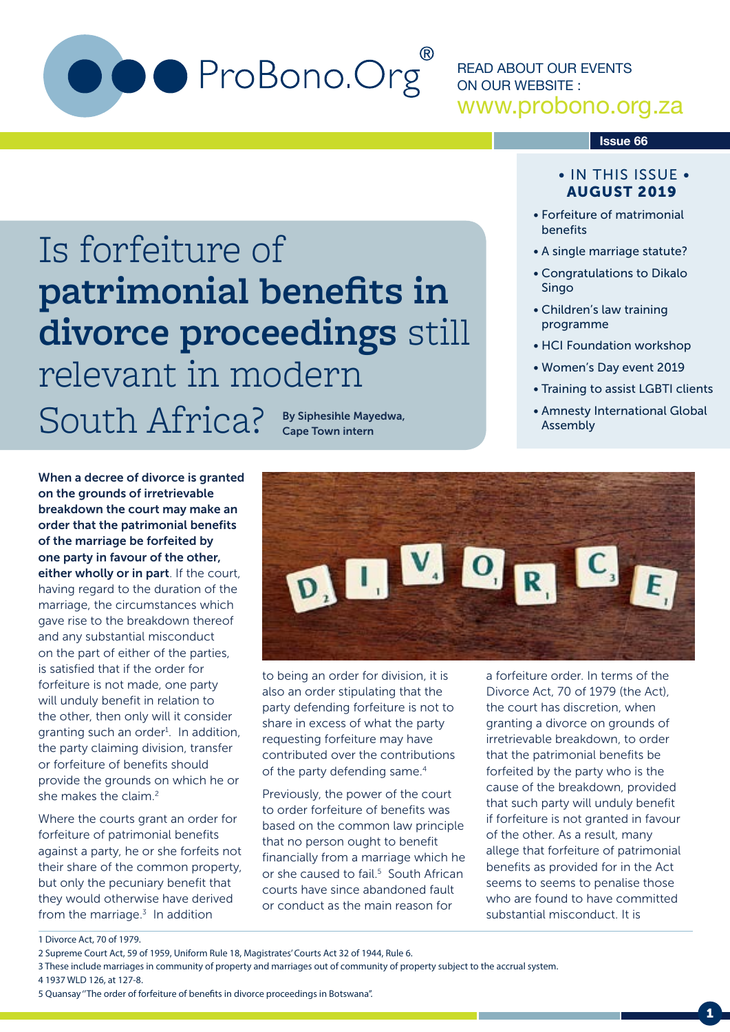ProBono.Org®

READ ABOUT OUR EVENTS ON OUR WEBSITE : www.probono.org.za

Issue 66

**• IN THIS ISSUE •**
**AUGUST 2019**

- Forfeiture of matrimonial benefits
- A single marriage statute?
- Congratulations to Dikalo Singo
- Children's law training programme
- HCI Foundation workshop
- Women's Day event 2019
- Training to assist LGBTI clients
- Amnesty International Global Assembly

# Is forfeiture of **patrimonial benefits in divorce proceedings** still relevant in modern South Africa?

**By Siphesihle Mayedwa, Cape Town intern**

**When a decree of divorce is granted on the grounds of irretrievable breakdown the court may make an order that the patrimonial benefits of the marriage be forfeited by one party in favour of the other, either wholly or in part**. If the court, having regard to the duration of the marriage, the circumstances which gave rise to the breakdown thereof and any substantial misconduct on the part of either of the parties, is satisfied that if the order for forfeiture is not made, one party will unduly benefit in relation to the other, then only will it consider granting such an order[1]. In addition, the party claiming division, transfer or forfeiture of benefits should provide the grounds on which he or she makes the claim.[2]

Where the courts grant an order for forfeiture of patrimonial benefits against a party, he or she forfeits not their share of the common property, but only the pecuniary benefit that they would otherwise have derived from the marriage.[3] In addition to being an order for division, it is also an order stipulating that the party defending forfeiture is not to share in excess of what the party requesting forfeiture may have contributed over the contributions of the party defending same.[4]

Previously, the power of the court to order forfeiture of benefits was based on the common law principle that no person ought to benefit financially from a marriage which he or she caused to fail.[5] South African courts have since abandoned fault or conduct as the main reason for a forfeiture order. In terms of the Divorce Act, 70 of 1979 (the Act), the court has discretion, when granting a divorce on grounds of irretrievable breakdown, to order that the patrimonial benefits be forfeited by the party who is the cause of the breakdown, provided that such party will unduly benefit if forfeiture is not granted in favour of the other. As a result, many allege that forfeiture of patrimonial benefits as provided for in the Act seems to seems to penalise those who are found to have committed substantial misconduct. It is

---

1 Divorce Act, 70 of 1979.

2 Supreme Court Act, 59 of 1959, Uniform Rule 18, Magistrates' Courts Act 32 of 1944, Rule 6.

3 These include marriages in community of property and marriages out of community of property subject to the accrual system.

4 1937 WLD 126, at 127-8.

5 Quansay "The order of forfeiture of benefits in divorce proceedings in Botswana".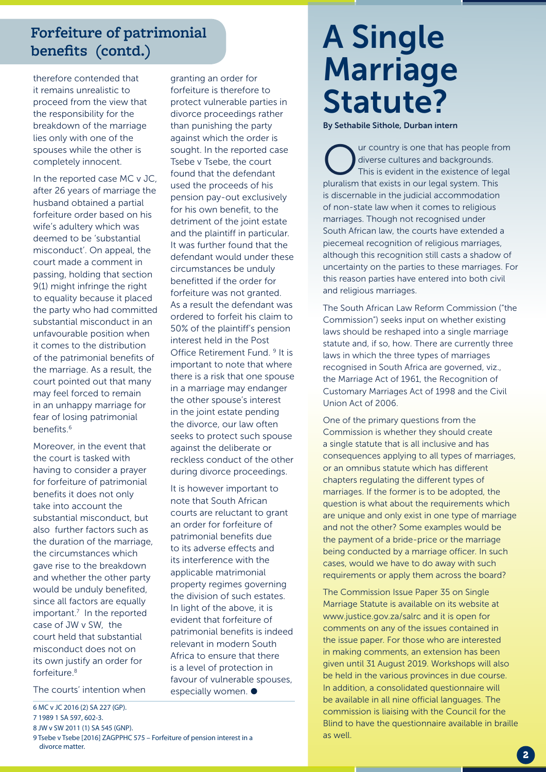## Forfeiture of patrimonial benefits (contd.)

therefore contended that it remains unrealistic to proceed from the view that the responsibility for the breakdown of the marriage lies only with one of the spouses while the other is completely innocent.

In the reported case MC v JC, after 26 years of marriage the husband obtained a partial forfeiture order based on his wife's adultery which was deemed to be 'substantial misconduct'. On appeal, the court made a comment in passing, holding that section 9(1) might infringe the right to equality because it placed the party who had committed substantial misconduct in an unfavourable position when it comes to the distribution of the patrimonial benefits of the marriage. As a result, the court pointed out that many may feel forced to remain in an unhappy marriage for fear of losing patrimonial benefits.[6]

Moreover, in the event that the court is tasked with having to consider a prayer for forfeiture of patrimonial benefits it does not only take into account the substantial misconduct, but also further factors such as the duration of the marriage, the circumstances which gave rise to the breakdown and whether the other party would be unduly benefited, since all factors are equally important.[7] In the reported case of JW v SW, the court held that substantial misconduct does not on its own justify an order for forfeiture.[8]

The courts' intention when granting an order for forfeiture is therefore to protect vulnerable parties in divorce proceedings rather than punishing the party against which the order is sought. In the reported case Tsebe v Tsebe, the court found that the defendant used the proceeds of his pension pay-out exclusively for his own benefit, to the detriment of the joint estate and the plaintiff in particular. It was further found that the defendant would under these circumstances be unduly benefitted if the order for forfeiture was not granted. As a result the defendant was ordered to forfeit his claim to 50% of the plaintiff's pension interest held in the Post Office Retirement Fund.[9] It is important to note that where there is a risk that one spouse in a marriage may endanger the other spouse's interest in the joint estate pending the divorce, our law often seeks to protect such spouse against the deliberate or reckless conduct of the other during divorce proceedings.

It is however important to note that South African courts are reluctant to grant an order for forfeiture of patrimonial benefits due to its adverse effects and its interference with the applicable matrimonial property regimes governing the division of such estates. In light of the above, it is evident that forfeiture of patrimonial benefits is indeed relevant in modern South Africa to ensure that there is a level of protection in favour of vulnerable spouses, especially women. ●

6 MC v JC 2016 (2) SA 227 (GP).
7 1989 1 SA 597, 602-3.
8 JW v SW 2011 (1) SA 545 (GNP).
9 Tsebe v Tsebe [2016] ZAGPPHC 575 – Forfeiture of pension interest in a divorce matter.

# A Single Marriage Statute?

**By Sethabile Sithole, Durban intern**

Our country is one that has people from diverse cultures and backgrounds. This is evident in the existence of legal pluralism that exists in our legal system. This is discernable in the judicial accommodation of non-state law when it comes to religious marriages. Though not recognised under South African law, the courts have extended a piecemeal recognition of religious marriages, although this recognition still casts a shadow of uncertainty on the parties to these marriages. For this reason parties have entered into both civil and religious marriages.

The South African Law Reform Commission ("the Commission") seeks input on whether existing laws should be reshaped into a single marriage statute and, if so, how. There are currently three laws in which the three types of marriages recognised in South Africa are governed, viz., the Marriage Act of 1961, the Recognition of Customary Marriages Act of 1998 and the Civil Union Act of 2006.

One of the primary questions from the Commission is whether they should create a single statute that is all inclusive and has consequences applying to all types of marriages, or an omnibus statute which has different chapters regulating the different types of marriages. If the former is to be adopted, the question is what about the requirements which are unique and only exist in one type of marriage and not the other? Some examples would be the payment of a bride-price or the marriage being conducted by a marriage officer. In such cases, would we have to do away with such requirements or apply them across the board?

The Commission Issue Paper 35 on Single Marriage Statute is available on its website at www.justice.gov.za/salrc and it is open for comments on any of the issues contained in the issue paper. For those who are interested in making comments, an extension has been given until 31 August 2019. Workshops will also be held in the various provinces in due course. In addition, a consolidated questionnaire will be available in all nine official languages. The commission is liaising with the Council for the Blind to have the questionnaire available in braille as well.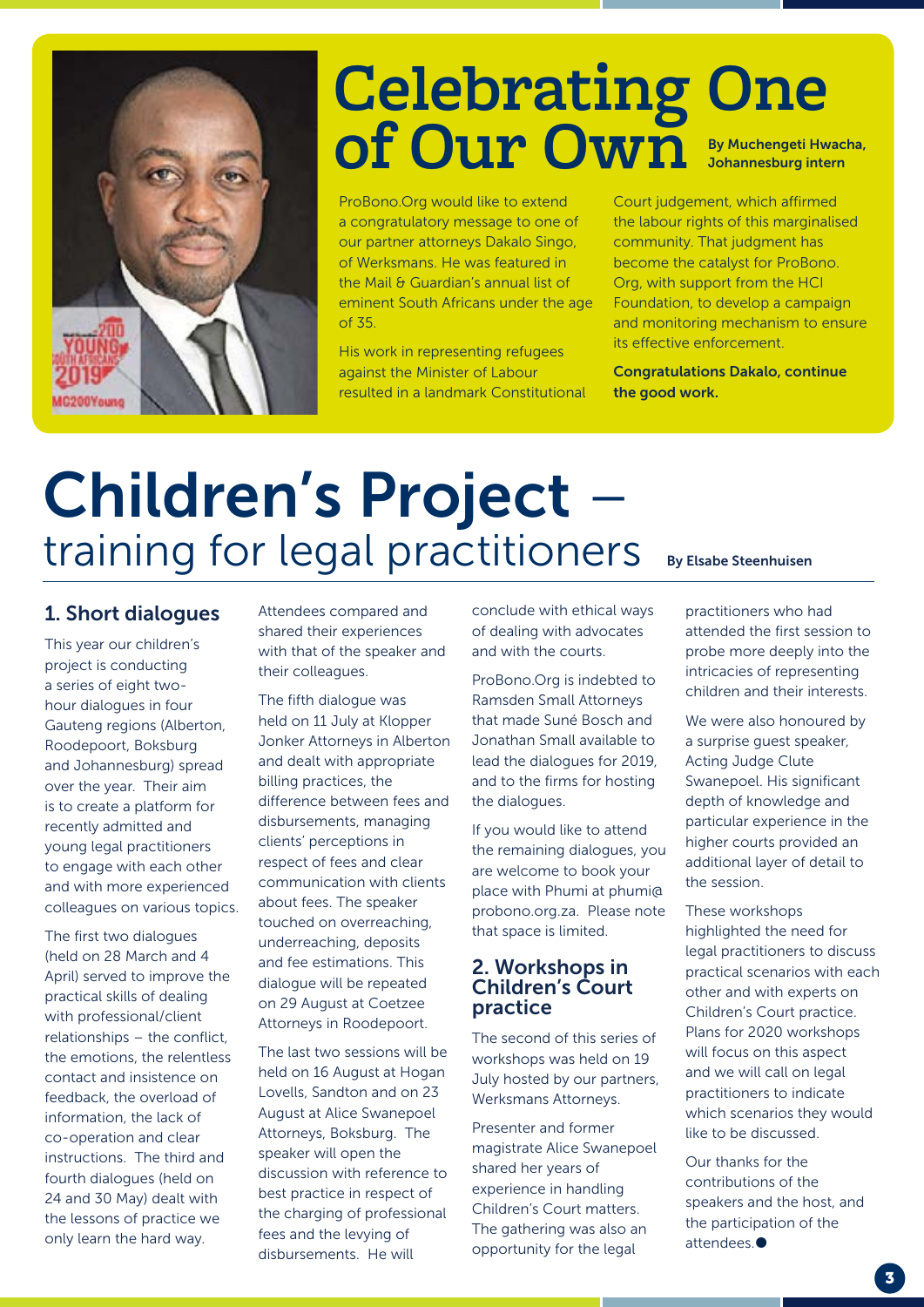# Celebrating One of Our Own

**By Muchengeti Hwacha, Johannesburg intern**

ProBono.Org would like to extend a congratulatory message to one of our partner attorneys Dakalo Singo, of Werksmans. He was featured in the Mail & Guardian's annual list of eminent South Africans under the age of 35.

His work in representing refugees against the Minister of Labour resulted in a landmark Constitutional Court judgement, which affirmed the labour rights of this marginalised community. That judgment has become the catalyst for ProBono.Org, with support from the HCI Foundation, to develop a campaign and monitoring mechanism to ensure its effective enforcement.

**Congratulations Dakalo, continue the good work.**

# Children's Project – training for legal practitioners

**By Elsabe Steenhuisen**

## 1. Short dialogues

This year our children's project is conducting a series of eight two-hour dialogues in four Gauteng regions (Alberton, Roodepoort, Boksburg and Johannesburg) spread over the year. Their aim is to create a platform for recently admitted and young legal practitioners to engage with each other and with more experienced colleagues on various topics.

The first two dialogues (held on 28 March and 4 April) served to improve the practical skills of dealing with professional/client relationships – the conflict, the emotions, the relentless contact and insistence on feedback, the overload of information, the lack of co-operation and clear instructions. The third and fourth dialogues (held on 24 and 30 May) dealt with the lessons of practice we only learn the hard way. Attendees compared and shared their experiences with that of the speaker and their colleagues.

The fifth dialogue was held on 11 July at Klopper Jonker Attorneys in Alberton and dealt with appropriate billing practices, the difference between fees and disbursements, managing clients' perceptions in respect of fees and clear communication with clients about fees. The speaker touched on overreaching, underreaching, deposits and fee estimations. This dialogue will be repeated on 29 August at Coetzee Attorneys in Roodepoort.

The last two sessions will be held on 16 August at Hogan Lovells, Sandton and on 23 August at Alice Swanepoel Attorneys, Boksburg. The speaker will open the discussion with reference to best practice in respect of the charging of professional fees and the levying of disbursements. He will conclude with ethical ways of dealing with advocates and with the courts.

ProBono.Org is indebted to Ramsden Small Attorneys that made Suné Bosch and Jonathan Small available to lead the dialogues for 2019, and to the firms for hosting the dialogues.

If you would like to attend the remaining dialogues, you are welcome to book your place with Phumi at phumi@probono.org.za. Please note that space is limited.

## 2. Workshops in Children's Court practice

The second of this series of workshops was held on 19 July hosted by our partners, Werksmans Attorneys.

Presenter and former magistrate Alice Swanepoel shared her years of experience in handling Children's Court matters. The gathering was also an opportunity for the legal practitioners who had attended the first session to probe more deeply into the intricacies of representing children and their interests.

We were also honoured by a surprise guest speaker, Acting Judge Clute Swanepoel. His significant depth of knowledge and particular experience in the higher courts provided an additional layer of detail to the session.

These workshops highlighted the need for legal practitioners to discuss practical scenarios with each other and with experts on Children's Court practice. Plans for 2020 workshops will focus on this aspect and we will call on legal practitioners to indicate which scenarios they would like to be discussed.

Our thanks for the contributions of the speakers and the host, and the participation of the attendees.●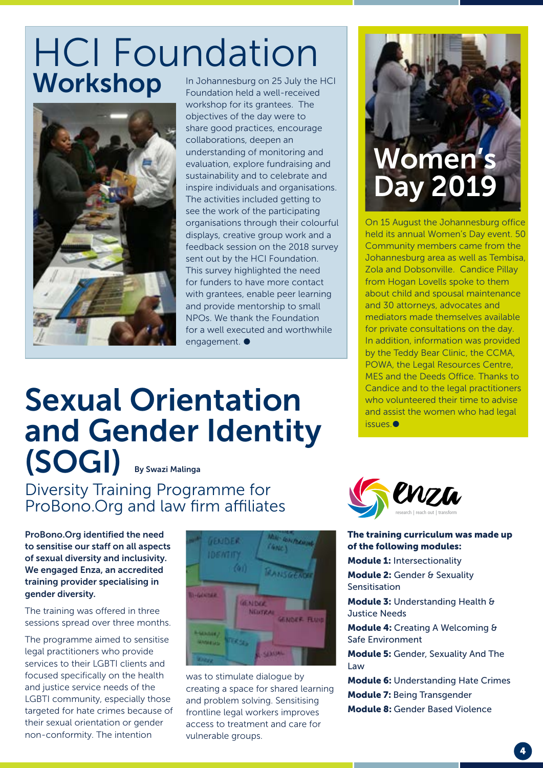# HCI Foundation Workshop

In Johannesburg on 25 July the HCI Foundation held a well-received workshop for its grantees. The objectives of the day were to share good practices, encourage collaborations, deepen an understanding of monitoring and evaluation, explore fundraising and sustainability and to celebrate and inspire individuals and organisations. The activities included getting to see the work of the participating organisations through their colourful displays, creative group work and a feedback session on the 2018 survey sent out by the HCI Foundation. This survey highlighted the need for funders to have more contact with grantees, enable peer learning and provide mentorship to small NPOs. We thank the Foundation for a well executed and worthwhile engagement. ●

# Women's Day 2019

On 15 August the Johannesburg office held its annual Women's Day event. 50 Community members came from the Johannesburg area as well as Tembisa, Zola and Dobsonville. Candice Pillay from Hogan Lovells spoke to them about child and spousal maintenance and 30 attorneys, advocates and mediators made themselves available for private consultations on the day. In addition, information was provided by the Teddy Bear Clinic, the CCMA, POWA, the Legal Resources Centre, MES and the Deeds Office. Thanks to Candice and to the legal practitioners who volunteered their time to advise and assist the women who had legal issues.●

# Sexual Orientation and Gender Identity (SOGI)

By Swazi Malinga

## Diversity Training Programme for ProBono.Org and law firm affiliates

**ProBono.Org identified the need to sensitise our staff on all aspects of sexual diversity and inclusivity. We engaged Enza, an accredited training provider specialising in gender diversity.**

The training was offered in three sessions spread over three months.

The programme aimed to sensitise legal practitioners who provide services to their LGBTI clients and focused specifically on the health and justice service needs of the LGBTI community, especially those targeted for hate crimes because of their sexual orientation or gender non-conformity. The intention was to stimulate dialogue by creating a space for shared learning and problem solving. Sensitising frontline legal workers improves access to treatment and care for vulnerable groups.

enza – research | reach out | transform

**The training curriculum was made up of the following modules:**

**Module 1:** Intersectionality

**Module 2:** Gender & Sexuality Sensitisation

**Module 3:** Understanding Health & Justice Needs

**Module 4:** Creating A Welcoming & Safe Environment

**Module 5:** Gender, Sexuality And The Law

**Module 6:** Understanding Hate Crimes

**Module 7:** Being Transgender

**Module 8:** Gender Based Violence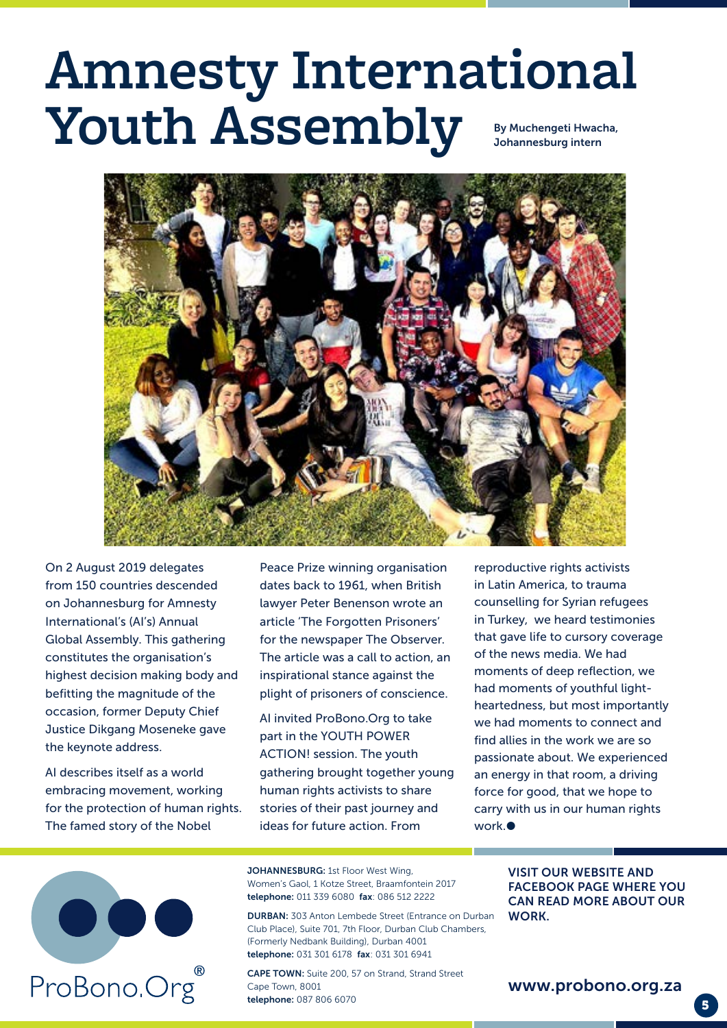# Amnesty International Youth Assembly

By Muchengeti Hwacha, Johannesburg intern

On 2 August 2019 delegates from 150 countries descended on Johannesburg for Amnesty International's (AI's) Annual Global Assembly. This gathering constitutes the organisation's highest decision making body and befitting the magnitude of the occasion, former Deputy Chief Justice Dikgang Moseneke gave the keynote address.

AI describes itself as a world embracing movement, working for the protection of human rights. The famed story of the Nobel Peace Prize winning organisation dates back to 1961, when British lawyer Peter Benenson wrote an article 'The Forgotten Prisoners' for the newspaper The Observer. The article was a call to action, an inspirational stance against the plight of prisoners of conscience.

AI invited ProBono.Org to take part in the YOUTH POWER ACTION! session. The youth gathering brought together young human rights activists to share stories of their past journey and ideas for future action. From reproductive rights activists in Latin America, to trauma counselling for Syrian refugees in Turkey, we heard testimonies that gave life to cursory coverage of the news media. We had moments of deep reflection, we had moments of youthful light-heartedness, but most importantly we had moments to connect and find allies in the work we are so passionate about. We experienced an energy in that room, a driving force for good, that we hope to carry with us in our human rights work.●

ProBono.Org®

**JOHANNESBURG:** 1st Floor West Wing, Women's Gaol, 1 Kotze Street, Braamfontein 2017
**telephone:** 011 339 6080 **fax**: 086 512 2222

**DURBAN:** 303 Anton Lembede Street (Entrance on Durban Club Place), Suite 701, 7th Floor, Durban Club Chambers, (Formerly Nedbank Building), Durban 4001
**telephone:** 031 301 6178 **fax**: 031 301 6941

**CAPE TOWN:** Suite 200, 57 on Strand, Strand Street Cape Town, 8001
**telephone:** 087 806 6070

**VISIT OUR WEBSITE AND FACEBOOK PAGE WHERE YOU CAN READ MORE ABOUT OUR WORK.**

**www.probono.org.za**